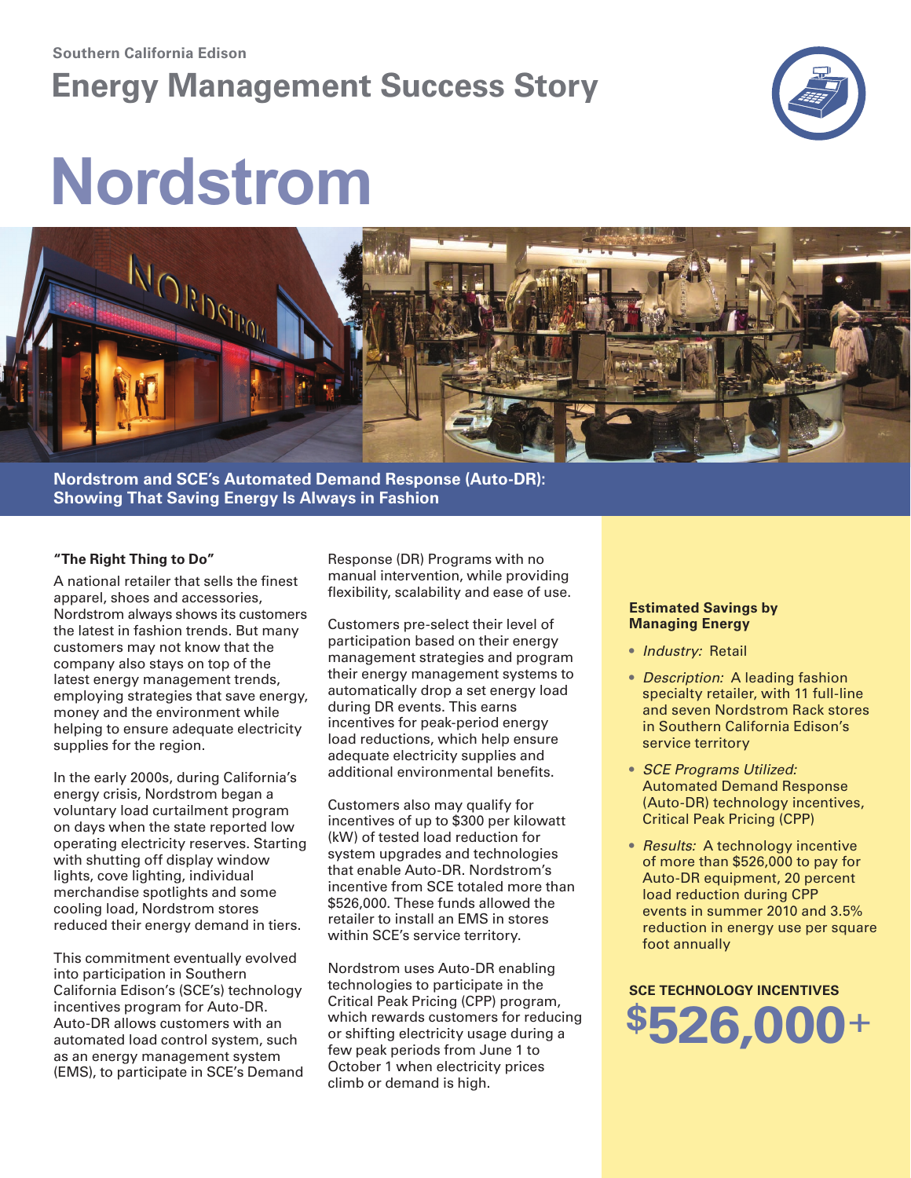Southern California Edison

## Energy Management Success Story

# Nordstrom

**Nordstrom and SCE's Automated Demand Response (Auto-DR): Showing That Saving Energy Is Always in Fashion**

### "The Right Thing to Do"

A national retailer that sells the finest apparel, shoes and accessories, Nordstrom always shows its customers the latest in fashion trends. But many customers may not know that the company also stays on top of the latest energy management trends, employing strategies that save energy, money and the environment while helping to ensure adequate electricity supplies for the region.

In the early 2000s, during California's energy crisis, Nordstrom began a voluntary load curtailment program on days when the state reported low operating electricity reserves. Starting with shutting off display window lights, cove lighting, individual merchandise spotlights and some cooling load, Nordstrom stores reduced their energy demand in tiers.

This commitment eventually evolved into participation in Southern California Edison's (SCE's) technology incentives program for Auto-DR. Auto-DR allows customers with an automated load control system, such as an energy management system (EMS), to participate in SCE's Demand Response (DR) Programs with no manual intervention, while providing flexibility, scalability and ease of use.

Customers pre-select their level of participation based on their energy management strategies and program their energy management systems to automatically drop a set energy load during DR events. This earns incentives for peak-period energy load reductions, which help ensure adequate electricity supplies and additional environmental benefits.

Customers also may qualify for incentives of up to $300 per kilowatt (kW) of tested load reduction for system upgrades and technologies that enable Auto-DR. Nordstrom's incentive from SCE totaled more than $526,000. These funds allowed the retailer to install an EMS in stores within SCE's service territory.

Nordstrom uses Auto-DR enabling technologies to participate in the Critical Peak Pricing (CPP) program, which rewards customers for reducing or shifting electricity usage during a few peak periods from June 1 to October 1 when electricity prices climb or demand is high.

**Estimated Savings by Managing Energy**

- *Industry:* Retail
- *Description:* A leading fashion specialty retailer, with 11 full-line and seven Nordstrom Rack stores in Southern California Edison's service territory
- *SCE Programs Utilized:* Automated Demand Response (Auto-DR) technology incentives, Critical Peak Pricing (CPP)
- *Results:* A technology incentive of more than $526,000 to pay for Auto-DR equipment, 20 percent load reduction during CPP events in summer 2010 and 3.5% reduction in energy use per square foot annually

**SCE TECHNOLOGY INCENTIVES**

**$526,000+**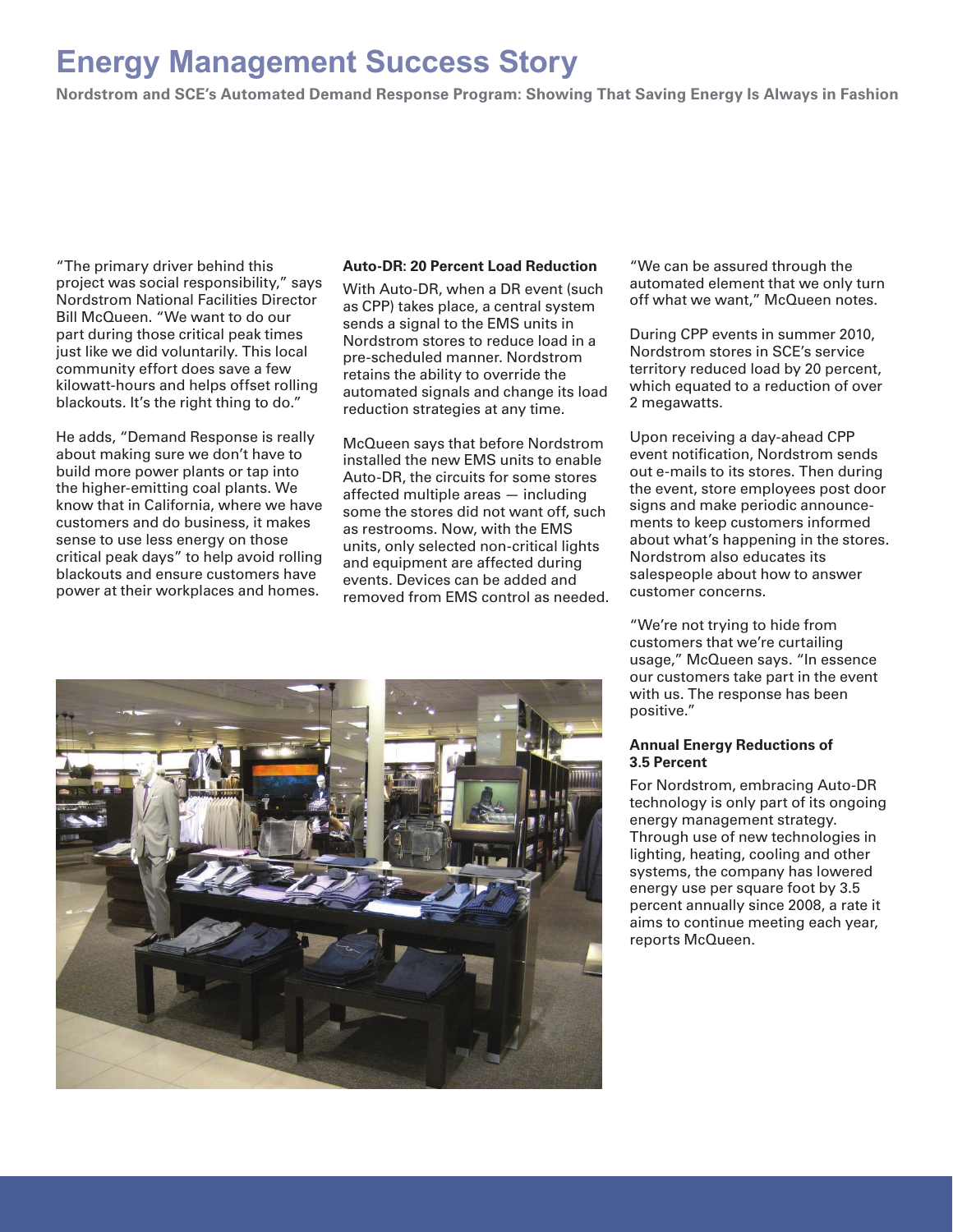# Energy Management Success Story

**Nordstrom and SCE's Automated Demand Response Program: Showing That Saving Energy Is Always in Fashion**

"The primary driver behind this project was social responsibility," says Nordstrom National Facilities Director Bill McQueen. "We want to do our part during those critical peak times just like we did voluntarily. This local community effort does save a few kilowatt-hours and helps offset rolling blackouts. It's the right thing to do."

He adds, "Demand Response is really about making sure we don't have to build more power plants or tap into the higher-emitting coal plants. We know that in California, where we have customers and do business, it makes sense to use less energy on those critical peak days" to help avoid rolling blackouts and ensure customers have power at their workplaces and homes.

**Auto-DR: 20 Percent Load Reduction**

With Auto-DR, when a DR event (such as CPP) takes place, a central system sends a signal to the EMS units in Nordstrom stores to reduce load in a pre-scheduled manner. Nordstrom retains the ability to override the automated signals and change its load reduction strategies at any time.

McQueen says that before Nordstrom installed the new EMS units to enable Auto-DR, the circuits for some stores affected multiple areas — including some the stores did not want off, such as restrooms. Now, with the EMS units, only selected non-critical lights and equipment are affected during events. Devices can be added and removed from EMS control as needed.

"We can be assured through the automated element that we only turn off what we want," McQueen notes.

During CPP events in summer 2010, Nordstrom stores in SCE's service territory reduced load by 20 percent, which equated to a reduction of over 2 megawatts.

Upon receiving a day-ahead CPP event notification, Nordstrom sends out e-mails to its stores. Then during the event, store employees post door signs and make periodic announcements to keep customers informed about what's happening in the stores. Nordstrom also educates its salespeople about how to answer customer concerns.

"We're not trying to hide from customers that we're curtailing usage," McQueen says. "In essence our customers take part in the event with us. The response has been positive."

**Annual Energy Reductions of 3.5 Percent**

For Nordstrom, embracing Auto-DR technology is only part of its ongoing energy management strategy. Through use of new technologies in lighting, heating, cooling and other systems, the company has lowered energy use per square foot by 3.5 percent annually since 2008, a rate it aims to continue meeting each year, reports McQueen.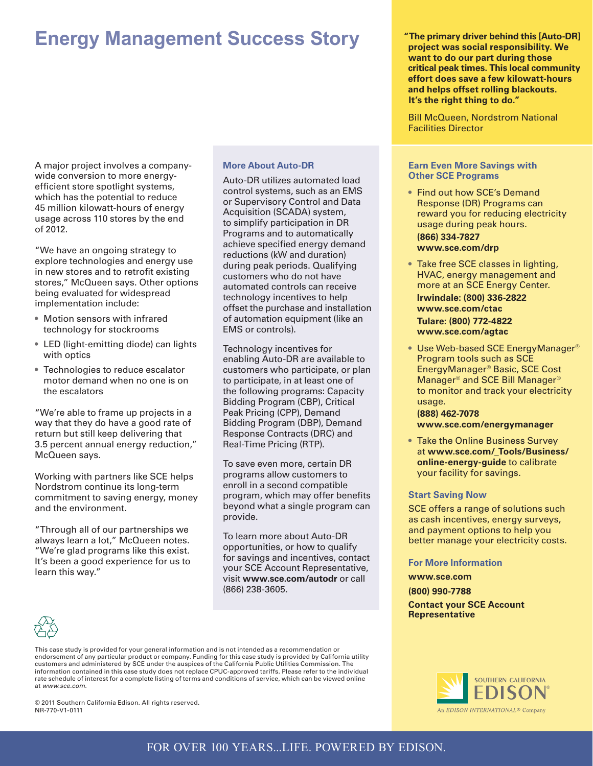# Energy Management Success Story

A major project involves a company-wide conversion to more energy-efficient store spotlight systems, which has the potential to reduce 45 million kilowatt-hours of energy usage across 110 stores by the end of 2012.

"We have an ongoing strategy to explore technologies and energy use in new stores and to retrofit existing stores," McQueen says. Other options being evaluated for widespread implementation include:

- Motion sensors with infrared technology for stockrooms
- LED (light-emitting diode) can lights with optics
- Technologies to reduce escalator motor demand when no one is on the escalators

"We're able to frame up projects in a way that they do have a good rate of return but still keep delivering that 3.5 percent annual energy reduction," McQueen says.

Working with partners like SCE helps Nordstrom continue its long-term commitment to saving energy, money and the environment.

"Through all of our partnerships we always learn a lot," McQueen notes. "We're glad programs like this exist. It's been a good experience for us to learn this way."

### More About Auto-DR

Auto-DR utilizes automated load control systems, such as an EMS or Supervisory Control and Data Acquisition (SCADA) system, to simplify participation in DR Programs and to automatically achieve specified energy demand reductions (kW and duration) during peak periods. Qualifying customers who do not have automated controls can receive technology incentives to help offset the purchase and installation of automation equipment (like an EMS or controls).

Technology incentives for enabling Auto-DR are available to customers who participate, or plan to participate, in at least one of the following programs: Capacity Bidding Program (CBP), Critical Peak Pricing (CPP), Demand Bidding Program (DBP), Demand Response Contracts (DRC) and Real-Time Pricing (RTP).

To save even more, certain DR programs allow customers to enroll in a second compatible program, which may offer benefits beyond what a single program can provide.

To learn more about Auto-DR opportunities, or how to qualify for savings and incentives, contact your SCE Account Representative, visit **www.sce.com/autodr** or call (866) 238-3605.

**"The primary driver behind this [Auto-DR] project was social responsibility. We want to do our part during those critical peak times. This local community effort does save a few kilowatt-hours and helps offset rolling blackouts. It's the right thing to do."**

Bill McQueen, Nordstrom National Facilities Director

### Earn Even More Savings with Other SCE Programs

- Find out how SCE's Demand Response (DR) Programs can reward you for reducing electricity usage during peak hours.
  **(866) 334-7827**
  **www.sce.com/drp**
- Take free SCE classes in lighting, HVAC, energy management and more at an SCE Energy Center.
  **Irwindale: (800) 336-2822**
  **www.sce.com/ctac**
  **Tulare: (800) 772-4822**
  **www.sce.com/agtac**
- Use Web-based SCE EnergyManager® Program tools such as SCE EnergyManager® Basic, SCE Cost Manager® and SCE Bill Manager® to monitor and track your electricity usage.
  **(888) 462-7078**
  **www.sce.com/energymanager**
- Take the Online Business Survey at **www.sce.com/_Tools/Business/online-energy-guide** to calibrate your facility for savings.

### Start Saving Now

SCE offers a range of solutions such as cash incentives, energy surveys, and payment options to help you better manage your electricity costs.

### For More Information

**www.sce.com**

**(800) 990-7788**

**Contact your SCE Account Representative**

This case study is provided for your general information and is not intended as a recommendation or endorsement of any particular product or company. Funding for this case study is provided by California utility customers and administered by SCE under the auspices of the California Public Utilities Commission. The information contained in this case study does not replace CPUC-approved tariffs. Please refer to the individual rate schedule of interest for a complete listing of terms and conditions of service, which can be viewed online at *www.sce.com.*

© 2011 Southern California Edison. All rights reserved.
NR-770-V1-0111

SOUTHERN CALIFORNIA EDISON®
An EDISON INTERNATIONAL® Company

FOR OVER 100 YEARS...LIFE. POWERED BY EDISON.